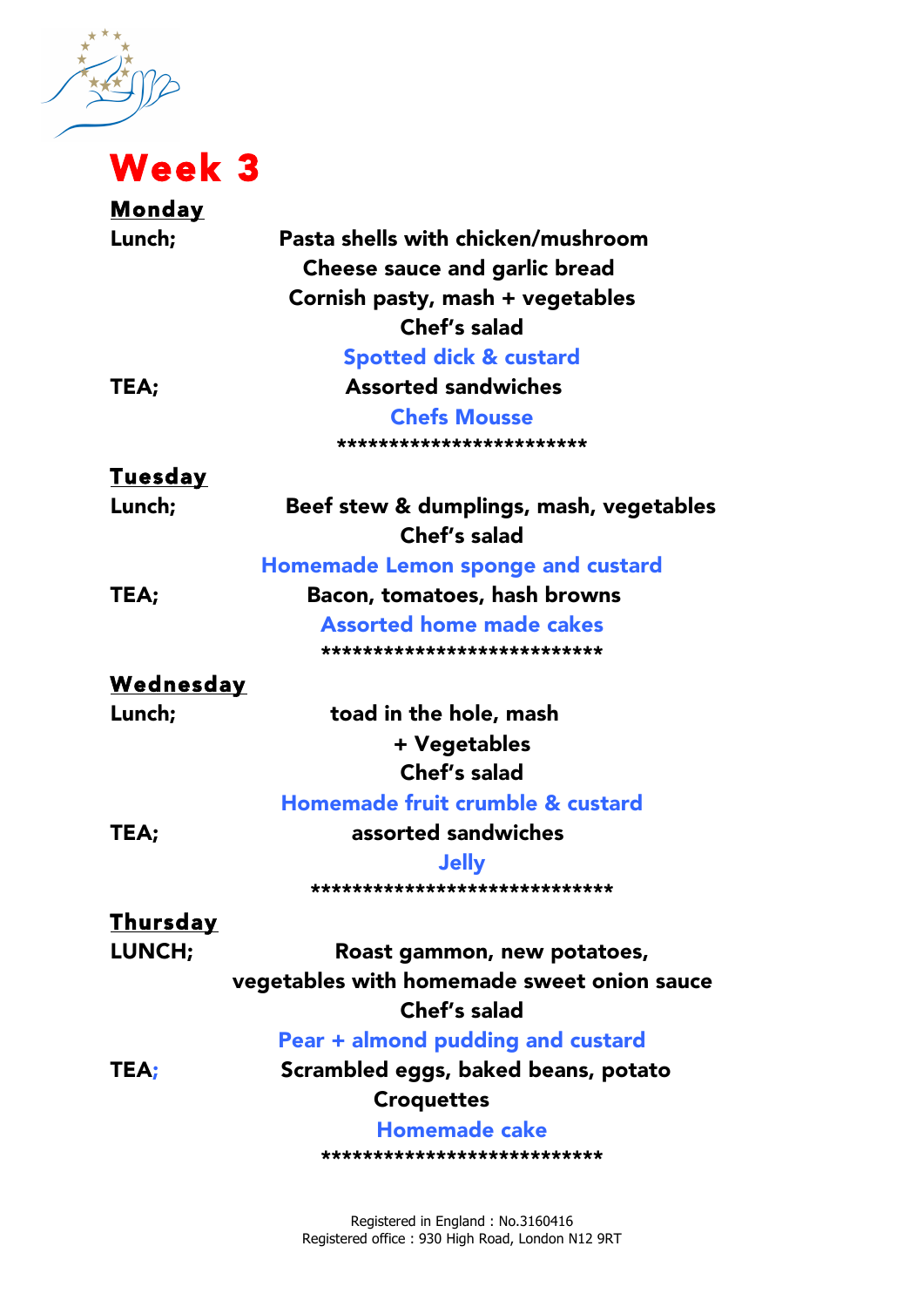# Week 3

**Monday**

**Lunch;**

**Pasta shells with chicken/mushroom**
**Cheese sauce and garlic bread**
**Cornish pasty, mash + vegetables**
**Chef's salad**
**Spotted dick & custard**

**TEA;**

**Assorted sandwiches**
**Chefs Mousse**

************************

**Tuesday**

**Lunch;**

**Beef stew & dumplings, mash, vegetables**
**Chef's salad**
**Homemade Lemon sponge and custard**

**TEA;**

**Bacon, tomatoes, hash browns**
**Assorted home made cakes**

***************************

**Wednesday**

**Lunch;**

**toad in the hole, mash**
**+ Vegetables**
**Chef's salad**
**Homemade fruit crumble & custard**

**TEA;**

**assorted sandwiches**
**Jelly**

*****************************

**Thursday**

**LUNCH;**

**Roast gammon, new potatoes,**
**vegetables with homemade sweet onion sauce**
**Chef's salad**
**Pear + almond pudding and custard**

**TEA;**

**Scrambled eggs, baked beans, potato**
**Croquettes**
**Homemade cake**

***************************

Registered in England : No.3160416
Registered office : 930 High Road, London N12 9RT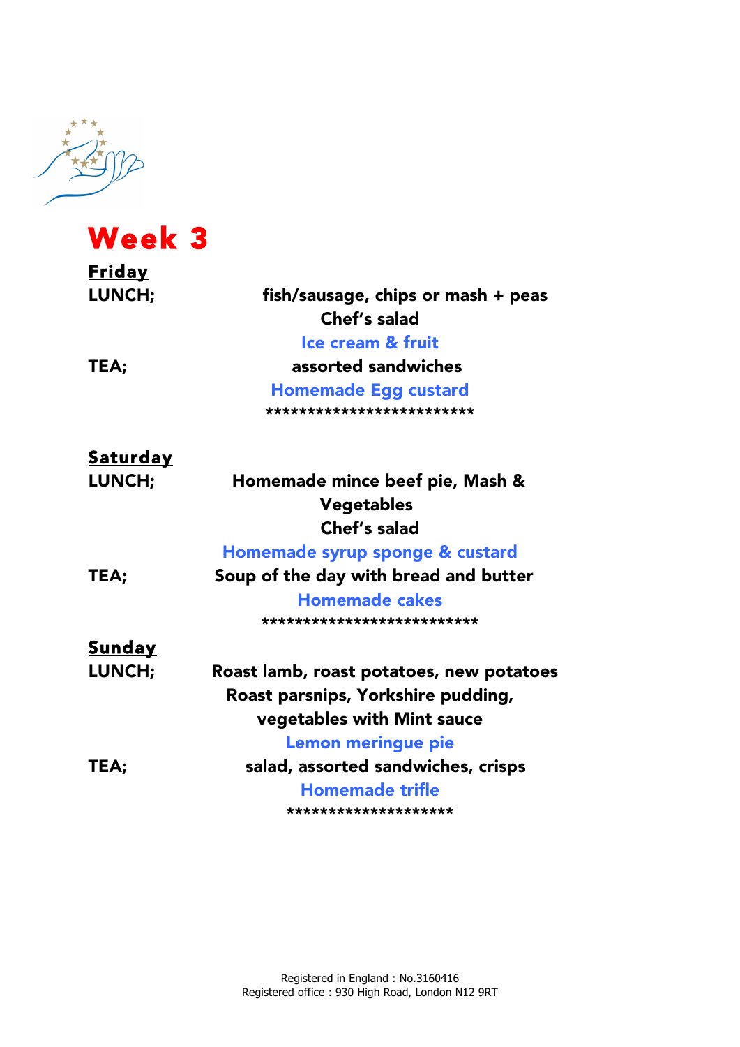# Week 3

**Friday**

**LUNCH;** fish/sausage, chips or mash + peas
Chef's salad
Ice cream & fruit

**TEA;** assorted sandwiches
Homemade Egg custard

*************************

**Saturday**

**LUNCH;** Homemade mince beef pie, Mash & Vegetables
Chef's salad
Homemade syrup sponge & custard

**TEA;** Soup of the day with bread and butter
Homemade cakes

**************************

**Sunday**

**LUNCH;** Roast lamb, roast potatoes, new potatoes
Roast parsnips, Yorkshire pudding,
vegetables with Mint sauce
Lemon meringue pie

**TEA;** salad, assorted sandwiches, crisps
Homemade trifle

********************

Registered in England : No.3160416
Registered office : 930 High Road, London N12 9RT